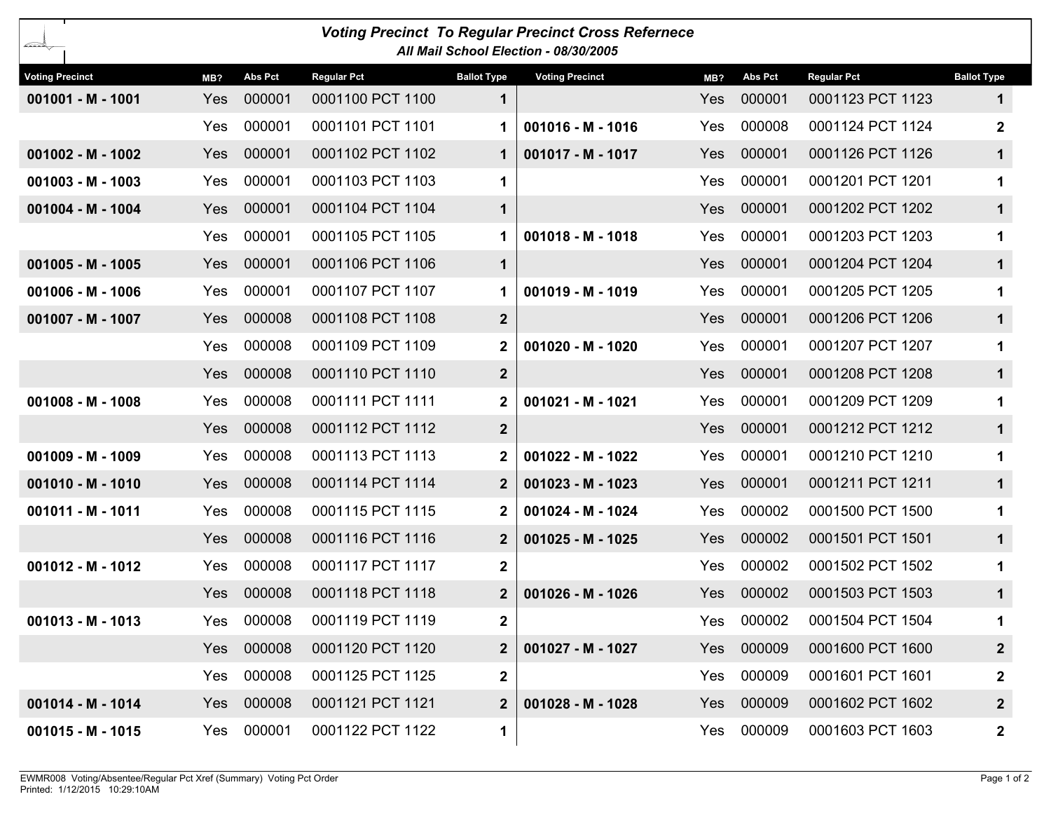## *Voting Precinct To Regular Precinct Cross Refernece*

### *All Mail School Election - 08/30/2005*

| Voting Precinct | MB? | Abs Pct | Regular Pct | Ballot Type |
|---|---|---|---|---|
| **001001 - M - 1001** | Yes | 000001 | 0001100 PCT 1100 | **1** |
| | Yes | 000001 | 0001101 PCT 1101 | **1** |
| **001002 - M - 1002** | Yes | 000001 | 0001102 PCT 1102 | **1** |
| **001003 - M - 1003** | Yes | 000001 | 0001103 PCT 1103 | **1** |
| **001004 - M - 1004** | Yes | 000001 | 0001104 PCT 1104 | **1** |
| | Yes | 000001 | 0001105 PCT 1105 | **1** |
| **001005 - M - 1005** | Yes | 000001 | 0001106 PCT 1106 | **1** |
| **001006 - M - 1006** | Yes | 000001 | 0001107 PCT 1107 | **1** |
| **001007 - M - 1007** | Yes | 000008 | 0001108 PCT 1108 | **2** |
| | Yes | 000008 | 0001109 PCT 1109 | **2** |
| | Yes | 000008 | 0001110 PCT 1110 | **2** |
| **001008 - M - 1008** | Yes | 000008 | 0001111 PCT 1111 | **2** |
| | Yes | 000008 | 0001112 PCT 1112 | **2** |
| **001009 - M - 1009** | Yes | 000008 | 0001113 PCT 1113 | **2** |
| **001010 - M - 1010** | Yes | 000008 | 0001114 PCT 1114 | **2** |
| **001011 - M - 1011** | Yes | 000008 | 0001115 PCT 1115 | **2** |
| | Yes | 000008 | 0001116 PCT 1116 | **2** |
| **001012 - M - 1012** | Yes | 000008 | 0001117 PCT 1117 | **2** |
| | Yes | 000008 | 0001118 PCT 1118 | **2** |
| **001013 - M - 1013** | Yes | 000008 | 0001119 PCT 1119 | **2** |
| | Yes | 000008 | 0001120 PCT 1120 | **2** |
| | Yes | 000008 | 0001125 PCT 1125 | **2** |
| **001014 - M - 1014** | Yes | 000008 | 0001121 PCT 1121 | **2** |
| **001015 - M - 1015** | Yes | 000001 | 0001122 PCT 1122 | **1** |
| | Yes | 000001 | 0001123 PCT 1123 | **1** |
| **001016 - M - 1016** | Yes | 000008 | 0001124 PCT 1124 | **2** |
| **001017 - M - 1017** | Yes | 000001 | 0001126 PCT 1126 | **1** |
| | Yes | 000001 | 0001201 PCT 1201 | **1** |
| | Yes | 000001 | 0001202 PCT 1202 | **1** |
| **001018 - M - 1018** | Yes | 000001 | 0001203 PCT 1203 | **1** |
| | Yes | 000001 | 0001204 PCT 1204 | **1** |
| **001019 - M - 1019** | Yes | 000001 | 0001205 PCT 1205 | **1** |
| | Yes | 000001 | 0001206 PCT 1206 | **1** |
| **001020 - M - 1020** | Yes | 000001 | 0001207 PCT 1207 | **1** |
| | Yes | 000001 | 0001208 PCT 1208 | **1** |
| **001021 - M - 1021** | Yes | 000001 | 0001209 PCT 1209 | **1** |
| | Yes | 000001 | 0001212 PCT 1212 | **1** |
| **001022 - M - 1022** | Yes | 000001 | 0001210 PCT 1210 | **1** |
| **001023 - M - 1023** | Yes | 000001 | 0001211 PCT 1211 | **1** |
| **001024 - M - 1024** | Yes | 000002 | 0001500 PCT 1500 | **1** |
| **001025 - M - 1025** | Yes | 000002 | 0001501 PCT 1501 | **1** |
| | Yes | 000002 | 0001502 PCT 1502 | **1** |
| **001026 - M - 1026** | Yes | 000002 | 0001503 PCT 1503 | **1** |
| | Yes | 000002 | 0001504 PCT 1504 | **1** |
| **001027 - M - 1027** | Yes | 000009 | 0001600 PCT 1600 | **2** |
| | Yes | 000009 | 0001601 PCT 1601 | **2** |
| **001028 - M - 1028** | Yes | 000009 | 0001602 PCT 1602 | **2** |
| | Yes | 000009 | 0001603 PCT 1603 | **2** |

EWMR008 Voting/Absentee/Regular Pct Xref (Summary) Voting Pct Order
Printed: 1/12/2015 10:29:10AM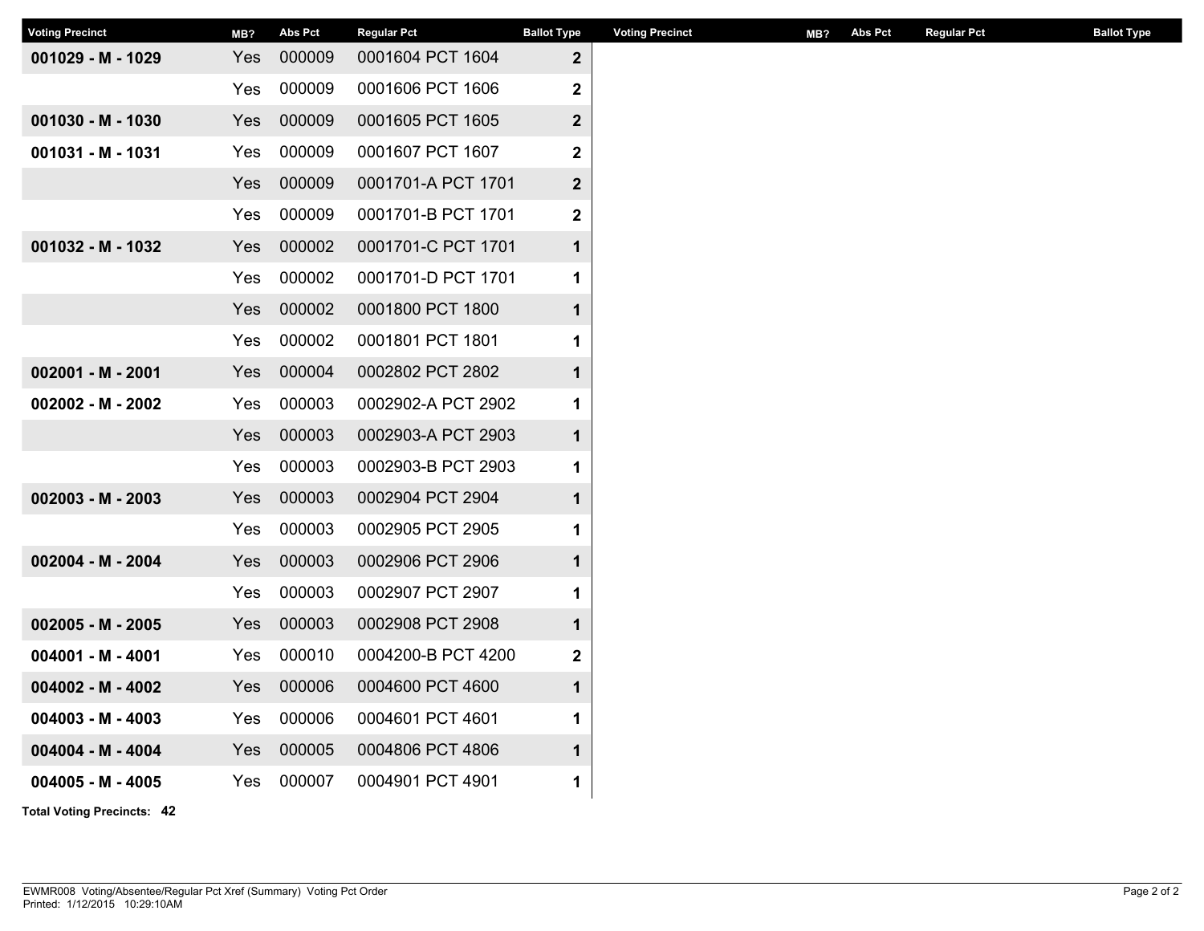| Voting Precinct | MB? | Abs Pct | Regular Pct | Ballot Type |
|---|---|---|---|---|
| **001029 - M - 1029** | Yes | 000009 | 0001604 PCT 1604 | **2** |
| | Yes | 000009 | 0001606 PCT 1606 | **2** |
| **001030 - M - 1030** | Yes | 000009 | 0001605 PCT 1605 | **2** |
| **001031 - M - 1031** | Yes | 000009 | 0001607 PCT 1607 | **2** |
| | Yes | 000009 | 0001701-A PCT 1701 | **2** |
| | Yes | 000009 | 0001701-B PCT 1701 | **2** |
| **001032 - M - 1032** | Yes | 000002 | 0001701-C PCT 1701 | **1** |
| | Yes | 000002 | 0001701-D PCT 1701 | **1** |
| | Yes | 000002 | 0001800 PCT 1800 | **1** |
| | Yes | 000002 | 0001801 PCT 1801 | **1** |
| **002001 - M - 2001** | Yes | 000004 | 0002802 PCT 2802 | **1** |
| **002002 - M - 2002** | Yes | 000003 | 0002902-A PCT 2902 | **1** |
| | Yes | 000003 | 0002903-A PCT 2903 | **1** |
| | Yes | 000003 | 0002903-B PCT 2903 | **1** |
| **002003 - M - 2003** | Yes | 000003 | 0002904 PCT 2904 | **1** |
| | Yes | 000003 | 0002905 PCT 2905 | **1** |
| **002004 - M - 2004** | Yes | 000003 | 0002906 PCT 2906 | **1** |
| | Yes | 000003 | 0002907 PCT 2907 | **1** |
| **002005 - M - 2005** | Yes | 000003 | 0002908 PCT 2908 | **1** |
| **004001 - M - 4001** | Yes | 000010 | 0004200-B PCT 4200 | **2** |
| **004002 - M - 4002** | Yes | 000006 | 0004600 PCT 4600 | **1** |
| **004003 - M - 4003** | Yes | 000006 | 0004601 PCT 4601 | **1** |
| **004004 - M - 4004** | Yes | 000005 | 0004806 PCT 4806 | **1** |
| **004005 - M - 4005** | Yes | 000007 | 0004901 PCT 4901 | **1** |

**Total Voting Precincts: 42**

EWMR008 Voting/Absentee/Regular Pct Xref (Summary) Voting Pct Order
Printed: 1/12/2015 10:29:10AM